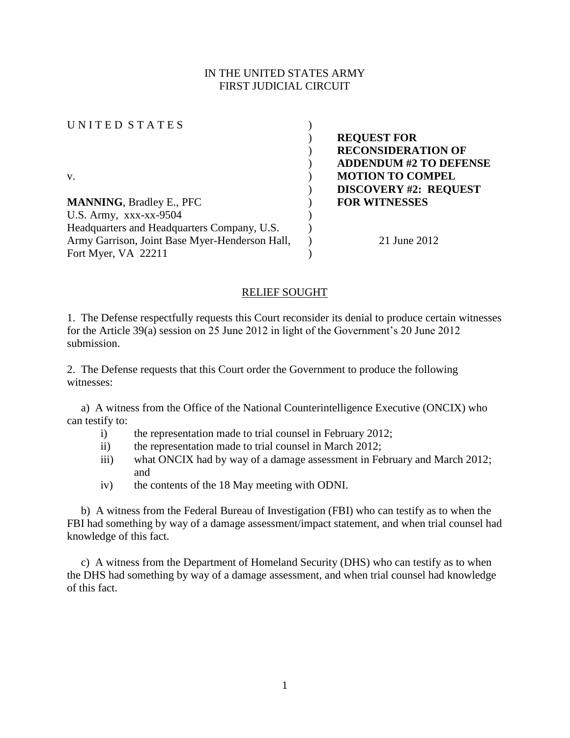IN THE UNITED STATES ARMY
FIRST JUDICIAL CIRCUIT

| | |
|---|---|
| U N I T E D S T A T E S<br><br>v.<br><br>**MANNING**, Bradley E., PFC<br>U.S. Army, xxx-xx-9504<br>Headquarters and Headquarters Company, U.S. Army Garrison, Joint Base Myer-Henderson Hall, Fort Myer, VA 22211 | **REQUEST FOR RECONSIDERATION OF ADDENDUM #2 TO DEFENSE MOTION TO COMPEL DISCOVERY #2: REQUEST FOR WITNESSES**<br><br>21 June 2012 |

## RELIEF SOUGHT

1. The Defense respectfully requests this Court reconsider its denial to produce certain witnesses for the Article 39(a) session on 25 June 2012 in light of the Government's 20 June 2012 submission.

2. The Defense requests that this Court order the Government to produce the following witnesses:

a) A witness from the Office of the National Counterintelligence Executive (ONCIX) who can testify to:

- i) the representation made to trial counsel in February 2012;
- ii) the representation made to trial counsel in March 2012;
- iii) what ONCIX had by way of a damage assessment in February and March 2012; and
- iv) the contents of the 18 May meeting with ODNI.

b) A witness from the Federal Bureau of Investigation (FBI) who can testify as to when the FBI had something by way of a damage assessment/impact statement, and when trial counsel had knowledge of this fact.

c) A witness from the Department of Homeland Security (DHS) who can testify as to when the DHS had something by way of a damage assessment, and when trial counsel had knowledge of this fact.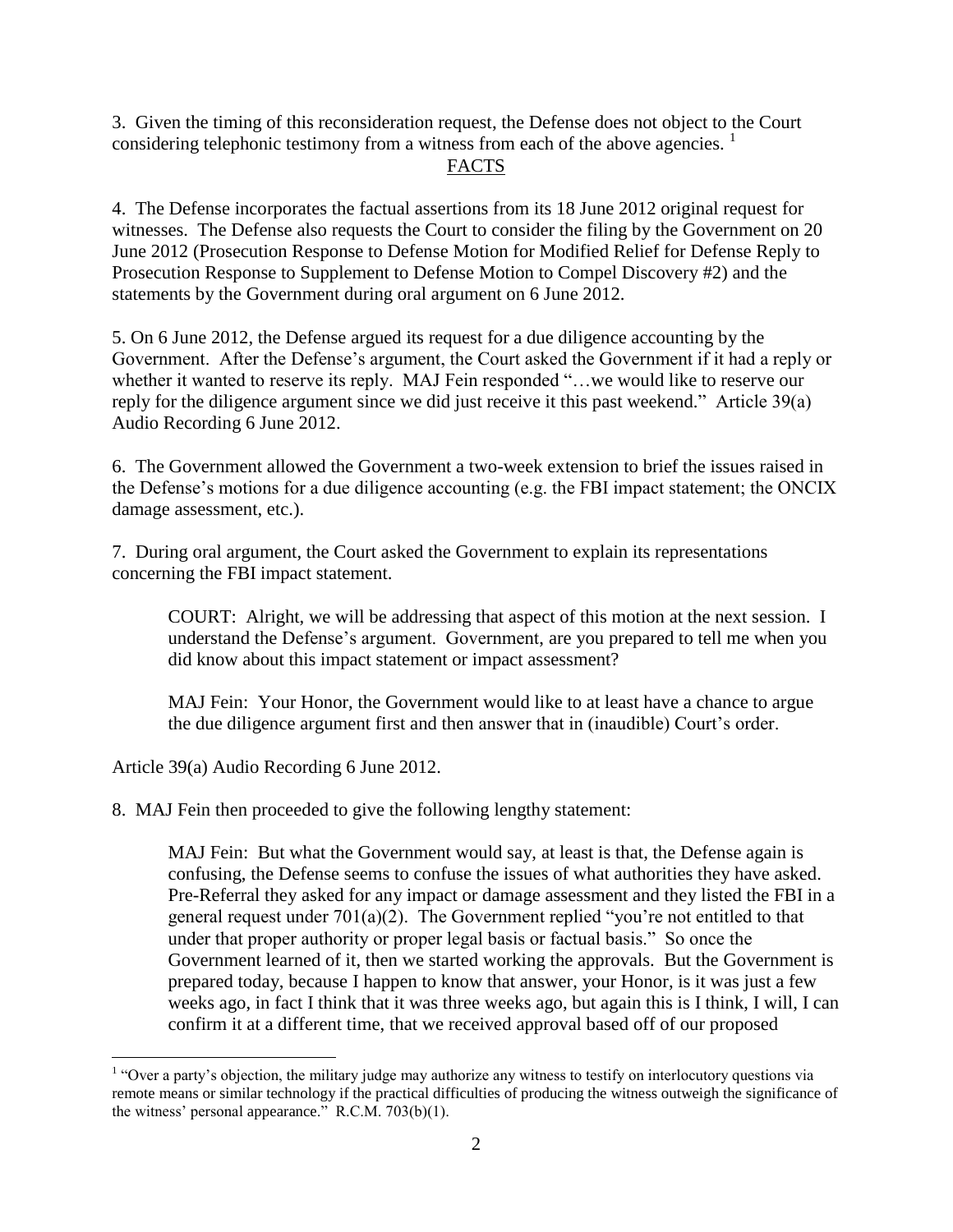3. Given the timing of this reconsideration request, the Defense does not object to the Court considering telephonic testimony from a witness from each of the above agencies. [1]

## FACTS

4. The Defense incorporates the factual assertions from its 18 June 2012 original request for witnesses. The Defense also requests the Court to consider the filing by the Government on 20 June 2012 (Prosecution Response to Defense Motion for Modified Relief for Defense Reply to Prosecution Response to Supplement to Defense Motion to Compel Discovery #2) and the statements by the Government during oral argument on 6 June 2012.

5. On 6 June 2012, the Defense argued its request for a due diligence accounting by the Government. After the Defense's argument, the Court asked the Government if it had a reply or whether it wanted to reserve its reply. MAJ Fein responded "…we would like to reserve our reply for the diligence argument since we did just receive it this past weekend." Article 39(a) Audio Recording 6 June 2012.

6. The Government allowed the Government a two-week extension to brief the issues raised in the Defense's motions for a due diligence accounting (e.g. the FBI impact statement; the ONCIX damage assessment, etc.).

7. During oral argument, the Court asked the Government to explain its representations concerning the FBI impact statement.

> COURT: Alright, we will be addressing that aspect of this motion at the next session. I understand the Defense's argument. Government, are you prepared to tell me when you did know about this impact statement or impact assessment?
>
> MAJ Fein: Your Honor, the Government would like to at least have a chance to argue the due diligence argument first and then answer that in (inaudible) Court's order.

Article 39(a) Audio Recording 6 June 2012.

8. MAJ Fein then proceeded to give the following lengthy statement:

> MAJ Fein: But what the Government would say, at least is that, the Defense again is confusing, the Defense seems to confuse the issues of what authorities they have asked. Pre-Referral they asked for any impact or damage assessment and they listed the FBI in a general request under 701(a)(2). The Government replied "you're not entitled to that under that proper authority or proper legal basis or factual basis." So once the Government learned of it, then we started working the approvals. But the Government is prepared today, because I happen to know that answer, your Honor, is it was just a few weeks ago, in fact I think that it was three weeks ago, but again this is I think, I will, I can confirm it at a different time, that we received approval based off of our proposed

[1] "Over a party's objection, the military judge may authorize any witness to testify on interlocutory questions via remote means or similar technology if the practical difficulties of producing the witness outweigh the significance of the witness' personal appearance." R.C.M. 703(b)(1).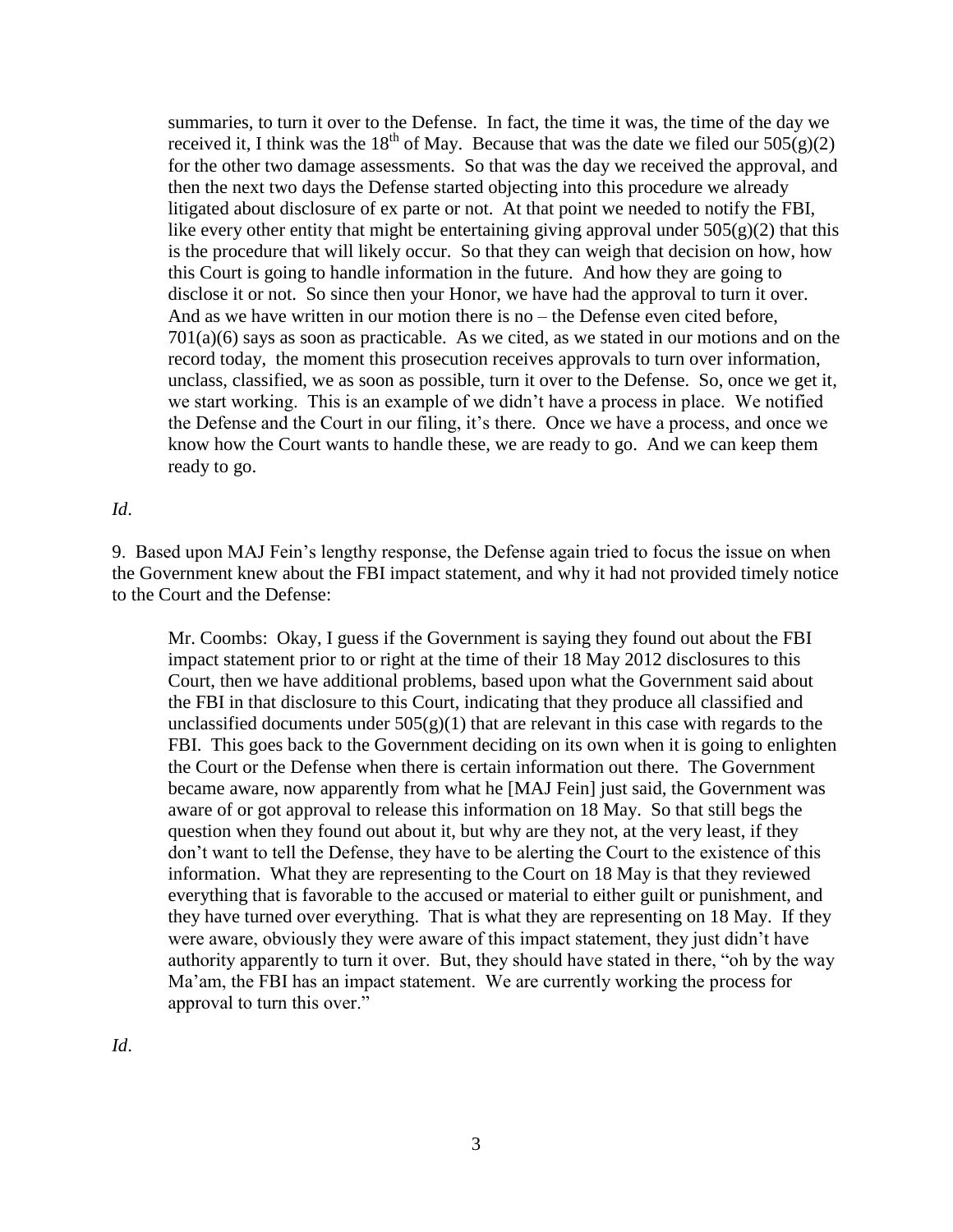> summaries, to turn it over to the Defense. In fact, the time it was, the time of the day we received it, I think was the 18th of May. Because that was the date we filed our 505(g)(2) for the other two damage assessments. So that was the day we received the approval, and then the next two days the Defense started objecting into this procedure we already litigated about disclosure of ex parte or not. At that point we needed to notify the FBI, like every other entity that might be entertaining giving approval under 505(g)(2) that this is the procedure that will likely occur. So that they can weigh that decision on how, how this Court is going to handle information in the future. And how they are going to disclose it or not. So since then your Honor, we have had the approval to turn it over. And as we have written in our motion there is no – the Defense even cited before, 701(a)(6) says as soon as practicable. As we cited, as we stated in our motions and on the record today, the moment this prosecution receives approvals to turn over information, unclass, classified, we as soon as possible, turn it over to the Defense. So, once we get it, we start working. This is an example of we didn't have a process in place. We notified the Defense and the Court in our filing, it's there. Once we have a process, and once we know how the Court wants to handle these, we are ready to go. And we can keep them ready to go.

*Id*.

9. Based upon MAJ Fein's lengthy response, the Defense again tried to focus the issue on when the Government knew about the FBI impact statement, and why it had not provided timely notice to the Court and the Defense:

> Mr. Coombs: Okay, I guess if the Government is saying they found out about the FBI impact statement prior to or right at the time of their 18 May 2012 disclosures to this Court, then we have additional problems, based upon what the Government said about the FBI in that disclosure to this Court, indicating that they produce all classified and unclassified documents under 505(g)(1) that are relevant in this case with regards to the FBI. This goes back to the Government deciding on its own when it is going to enlighten the Court or the Defense when there is certain information out there. The Government became aware, now apparently from what he [MAJ Fein] just said, the Government was aware of or got approval to release this information on 18 May. So that still begs the question when they found out about it, but why are they not, at the very least, if they don't want to tell the Defense, they have to be alerting the Court to the existence of this information. What they are representing to the Court on 18 May is that they reviewed everything that is favorable to the accused or material to either guilt or punishment, and they have turned over everything. That is what they are representing on 18 May. If they were aware, obviously they were aware of this impact statement, they just didn't have authority apparently to turn it over. But, they should have stated in there, "oh by the way Ma'am, the FBI has an impact statement. We are currently working the process for approval to turn this over."

*Id*.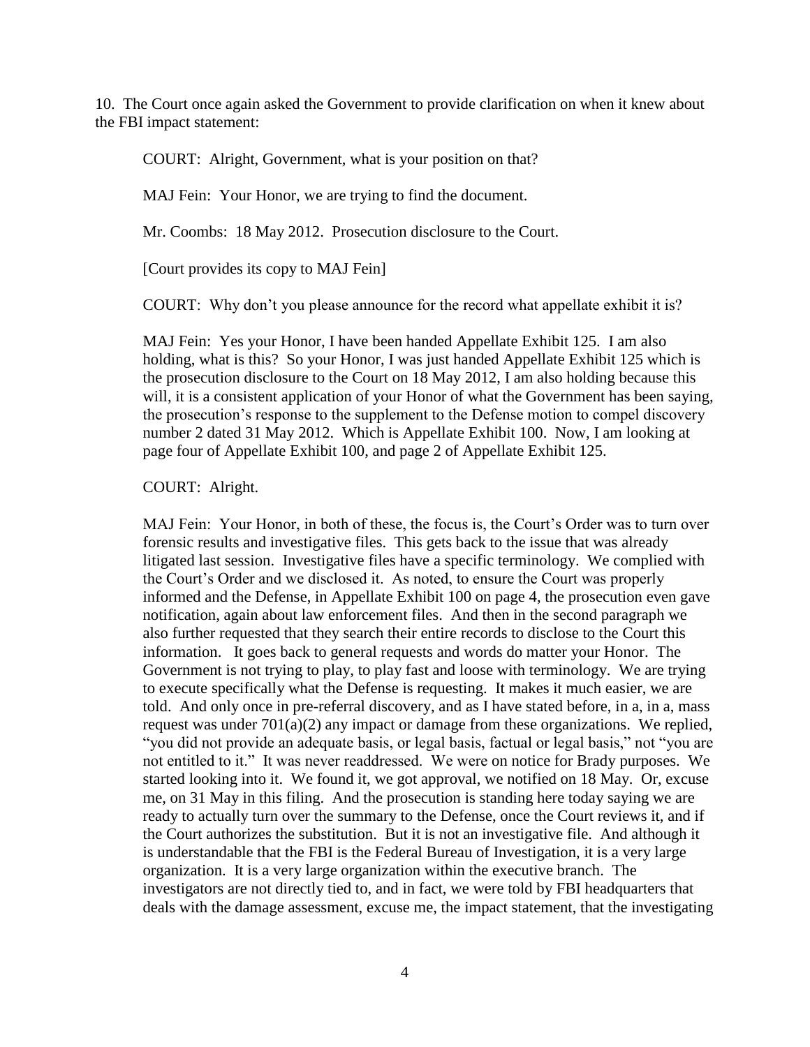10. The Court once again asked the Government to provide clarification on when it knew about the FBI impact statement:

> COURT: Alright, Government, what is your position on that?
>
> MAJ Fein: Your Honor, we are trying to find the document.
>
> Mr. Coombs: 18 May 2012. Prosecution disclosure to the Court.
>
> [Court provides its copy to MAJ Fein]
>
> COURT: Why don't you please announce for the record what appellate exhibit it is?
>
> MAJ Fein: Yes your Honor, I have been handed Appellate Exhibit 125. I am also holding, what is this? So your Honor, I was just handed Appellate Exhibit 125 which is the prosecution disclosure to the Court on 18 May 2012, I am also holding because this will, it is a consistent application of your Honor of what the Government has been saying, the prosecution's response to the supplement to the Defense motion to compel discovery number 2 dated 31 May 2012. Which is Appellate Exhibit 100. Now, I am looking at page four of Appellate Exhibit 100, and page 2 of Appellate Exhibit 125.
>
> COURT: Alright.
>
> MAJ Fein: Your Honor, in both of these, the focus is, the Court's Order was to turn over forensic results and investigative files. This gets back to the issue that was already litigated last session. Investigative files have a specific terminology. We complied with the Court's Order and we disclosed it. As noted, to ensure the Court was properly informed and the Defense, in Appellate Exhibit 100 on page 4, the prosecution even gave notification, again about law enforcement files. And then in the second paragraph we also further requested that they search their entire records to disclose to the Court this information. It goes back to general requests and words do matter your Honor. The Government is not trying to play, to play fast and loose with terminology. We are trying to execute specifically what the Defense is requesting. It makes it much easier, we are told. And only once in pre-referral discovery, and as I have stated before, in a, in a, mass request was under 701(a)(2) any impact or damage from these organizations. We replied, "you did not provide an adequate basis, or legal basis, factual or legal basis," not "you are not entitled to it." It was never readdressed. We were on notice for Brady purposes. We started looking into it. We found it, we got approval, we notified on 18 May. Or, excuse me, on 31 May in this filing. And the prosecution is standing here today saying we are ready to actually turn over the summary to the Defense, once the Court reviews it, and if the Court authorizes the substitution. But it is not an investigative file. And although it is understandable that the FBI is the Federal Bureau of Investigation, it is a very large organization. It is a very large organization within the executive branch. The investigators are not directly tied to, and in fact, we were told by FBI headquarters that deals with the damage assessment, excuse me, the impact statement, that the investigating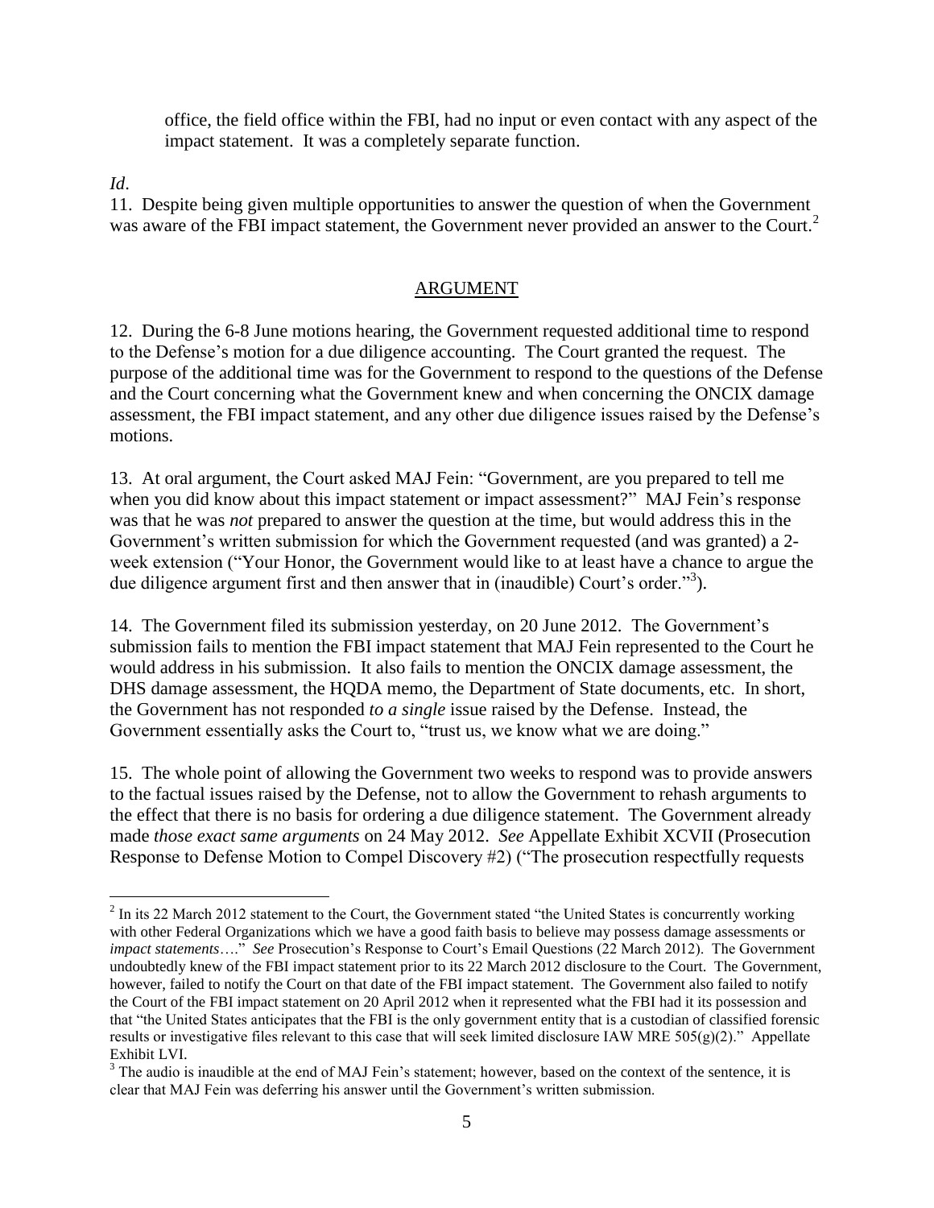office, the field office within the FBI, had no input or even contact with any aspect of the impact statement. It was a completely separate function.

*Id*.

11. Despite being given multiple opportunities to answer the question of when the Government was aware of the FBI impact statement, the Government never provided an answer to the Court.[2]

## ARGUMENT

12. During the 6-8 June motions hearing, the Government requested additional time to respond to the Defense's motion for a due diligence accounting. The Court granted the request. The purpose of the additional time was for the Government to respond to the questions of the Defense and the Court concerning what the Government knew and when concerning the ONCIX damage assessment, the FBI impact statement, and any other due diligence issues raised by the Defense's motions.

13. At oral argument, the Court asked MAJ Fein: "Government, are you prepared to tell me when you did know about this impact statement or impact assessment?" MAJ Fein's response was that he was *not* prepared to answer the question at the time, but would address this in the Government's written submission for which the Government requested (and was granted) a 2-week extension ("Your Honor, the Government would like to at least have a chance to argue the due diligence argument first and then answer that in (inaudible) Court's order."[3]).

14. The Government filed its submission yesterday, on 20 June 2012. The Government's submission fails to mention the FBI impact statement that MAJ Fein represented to the Court he would address in his submission. It also fails to mention the ONCIX damage assessment, the DHS damage assessment, the HQDA memo, the Department of State documents, etc. In short, the Government has not responded *to a single* issue raised by the Defense. Instead, the Government essentially asks the Court to, "trust us, we know what we are doing."

15. The whole point of allowing the Government two weeks to respond was to provide answers to the factual issues raised by the Defense, not to allow the Government to rehash arguments to the effect that there is no basis for ordering a due diligence statement. The Government already made *those exact same arguments* on 24 May 2012. *See* Appellate Exhibit XCVII (Prosecution Response to Defense Motion to Compel Discovery #2) ("The prosecution respectfully requests

---

[2] In its 22 March 2012 statement to the Court, the Government stated "the United States is concurrently working with other Federal Organizations which we have a good faith basis to believe may possess damage assessments or *impact statements*…." *See* Prosecution's Response to Court's Email Questions (22 March 2012). The Government undoubtedly knew of the FBI impact statement prior to its 22 March 2012 disclosure to the Court. The Government, however, failed to notify the Court on that date of the FBI impact statement. The Government also failed to notify the Court of the FBI impact statement on 20 April 2012 when it represented what the FBI had it its possession and that "the United States anticipates that the FBI is the only government entity that is a custodian of classified forensic results or investigative files relevant to this case that will seek limited disclosure IAW MRE 505(g)(2)." Appellate Exhibit LVI.

[3] The audio is inaudible at the end of MAJ Fein's statement; however, based on the context of the sentence, it is clear that MAJ Fein was deferring his answer until the Government's written submission.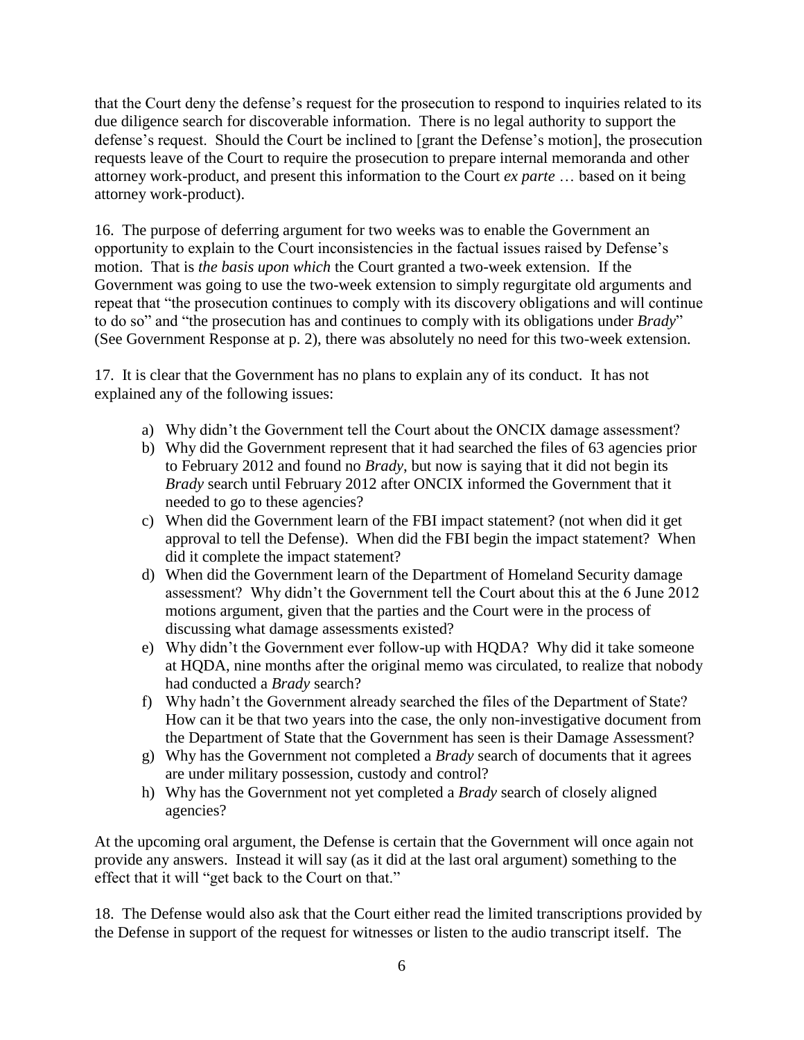that the Court deny the defense's request for the prosecution to respond to inquiries related to its due diligence search for discoverable information. There is no legal authority to support the defense's request. Should the Court be inclined to [grant the Defense's motion], the prosecution requests leave of the Court to require the prosecution to prepare internal memoranda and other attorney work-product, and present this information to the Court *ex parte* … based on it being attorney work-product).

16. The purpose of deferring argument for two weeks was to enable the Government an opportunity to explain to the Court inconsistencies in the factual issues raised by Defense's motion. That is *the basis upon which* the Court granted a two-week extension. If the Government was going to use the two-week extension to simply regurgitate old arguments and repeat that "the prosecution continues to comply with its discovery obligations and will continue to do so" and "the prosecution has and continues to comply with its obligations under *Brady*" (See Government Response at p. 2), there was absolutely no need for this two-week extension.

17. It is clear that the Government has no plans to explain any of its conduct. It has not explained any of the following issues:

a) Why didn't the Government tell the Court about the ONCIX damage assessment?
b) Why did the Government represent that it had searched the files of 63 agencies prior to February 2012 and found no *Brady*, but now is saying that it did not begin its *Brady* search until February 2012 after ONCIX informed the Government that it needed to go to these agencies?
c) When did the Government learn of the FBI impact statement? (not when did it get approval to tell the Defense). When did the FBI begin the impact statement? When did it complete the impact statement?
d) When did the Government learn of the Department of Homeland Security damage assessment? Why didn't the Government tell the Court about this at the 6 June 2012 motions argument, given that the parties and the Court were in the process of discussing what damage assessments existed?
e) Why didn't the Government ever follow-up with HQDA? Why did it take someone at HQDA, nine months after the original memo was circulated, to realize that nobody had conducted a *Brady* search?
f) Why hadn't the Government already searched the files of the Department of State? How can it be that two years into the case, the only non-investigative document from the Department of State that the Government has seen is their Damage Assessment?
g) Why has the Government not completed a *Brady* search of documents that it agrees are under military possession, custody and control?
h) Why has the Government not yet completed a *Brady* search of closely aligned agencies?

At the upcoming oral argument, the Defense is certain that the Government will once again not provide any answers. Instead it will say (as it did at the last oral argument) something to the effect that it will "get back to the Court on that."

18. The Defense would also ask that the Court either read the limited transcriptions provided by the Defense in support of the request for witnesses or listen to the audio transcript itself. The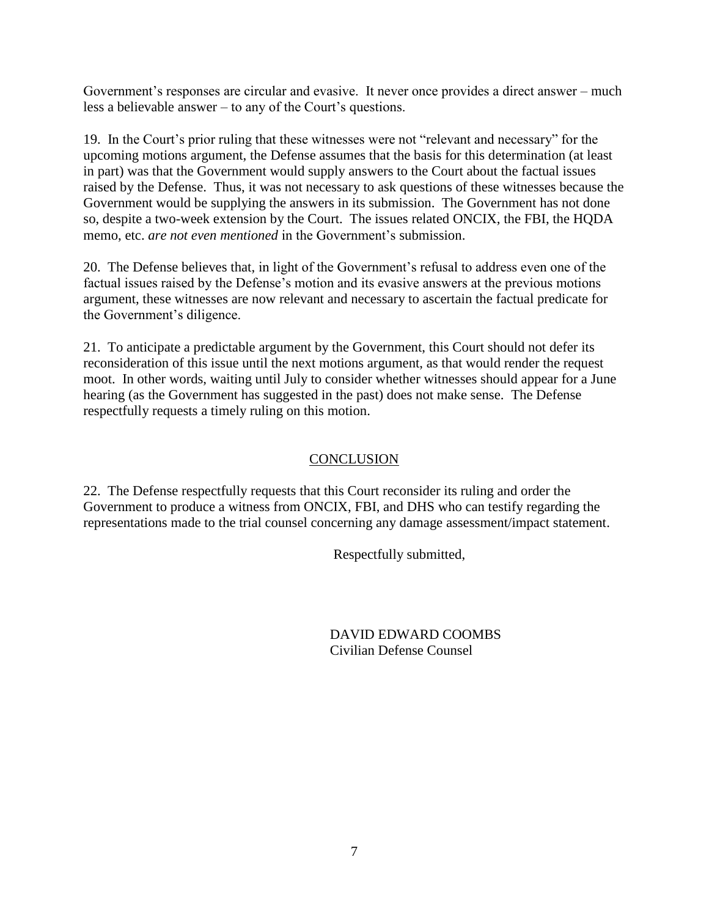Government's responses are circular and evasive. It never once provides a direct answer – much less a believable answer – to any of the Court's questions.

19. In the Court's prior ruling that these witnesses were not "relevant and necessary" for the upcoming motions argument, the Defense assumes that the basis for this determination (at least in part) was that the Government would supply answers to the Court about the factual issues raised by the Defense. Thus, it was not necessary to ask questions of these witnesses because the Government would be supplying the answers in its submission. The Government has not done so, despite a two-week extension by the Court. The issues related ONCIX, the FBI, the HQDA memo, etc. *are not even mentioned* in the Government's submission.

20. The Defense believes that, in light of the Government's refusal to address even one of the factual issues raised by the Defense's motion and its evasive answers at the previous motions argument, these witnesses are now relevant and necessary to ascertain the factual predicate for the Government's diligence.

21. To anticipate a predictable argument by the Government, this Court should not defer its reconsideration of this issue until the next motions argument, as that would render the request moot. In other words, waiting until July to consider whether witnesses should appear for a June hearing (as the Government has suggested in the past) does not make sense. The Defense respectfully requests a timely ruling on this motion.

## CONCLUSION

22. The Defense respectfully requests that this Court reconsider its ruling and order the Government to produce a witness from ONCIX, FBI, and DHS who can testify regarding the representations made to the trial counsel concerning any damage assessment/impact statement.

Respectfully submitted,

DAVID EDWARD COOMBS
Civilian Defense Counsel